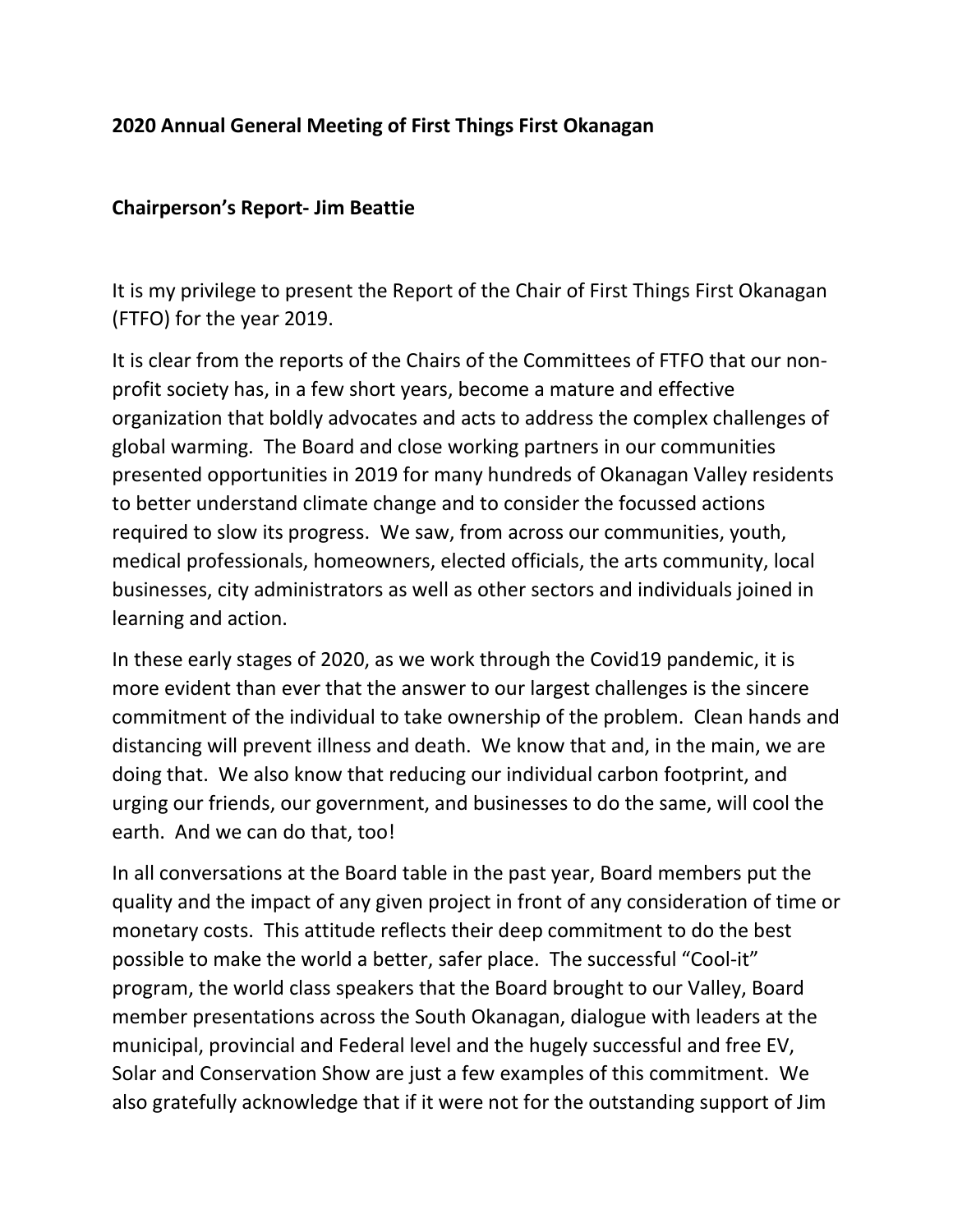**2020 Annual General Meeting of First Things First Okanagan**

**Chairperson's Report- Jim Beattie**

It is my privilege to present the Report of the Chair of First Things First Okanagan (FTFO) for the year 2019.

It is clear from the reports of the Chairs of the Committees of FTFO that our non-profit society has, in a few short years, become a mature and effective organization that boldly advocates and acts to address the complex challenges of global warming. The Board and close working partners in our communities presented opportunities in 2019 for many hundreds of Okanagan Valley residents to better understand climate change and to consider the focussed actions required to slow its progress. We saw, from across our communities, youth, medical professionals, homeowners, elected officials, the arts community, local businesses, city administrators as well as other sectors and individuals joined in learning and action.

In these early stages of 2020, as we work through the Covid19 pandemic, it is more evident than ever that the answer to our largest challenges is the sincere commitment of the individual to take ownership of the problem. Clean hands and distancing will prevent illness and death. We know that and, in the main, we are doing that. We also know that reducing our individual carbon footprint, and urging our friends, our government, and businesses to do the same, will cool the earth. And we can do that, too!

In all conversations at the Board table in the past year, Board members put the quality and the impact of any given project in front of any consideration of time or monetary costs. This attitude reflects their deep commitment to do the best possible to make the world a better, safer place. The successful "Cool-it" program, the world class speakers that the Board brought to our Valley, Board member presentations across the South Okanagan, dialogue with leaders at the municipal, provincial and Federal level and the hugely successful and free EV, Solar and Conservation Show are just a few examples of this commitment. We also gratefully acknowledge that if it were not for the outstanding support of Jim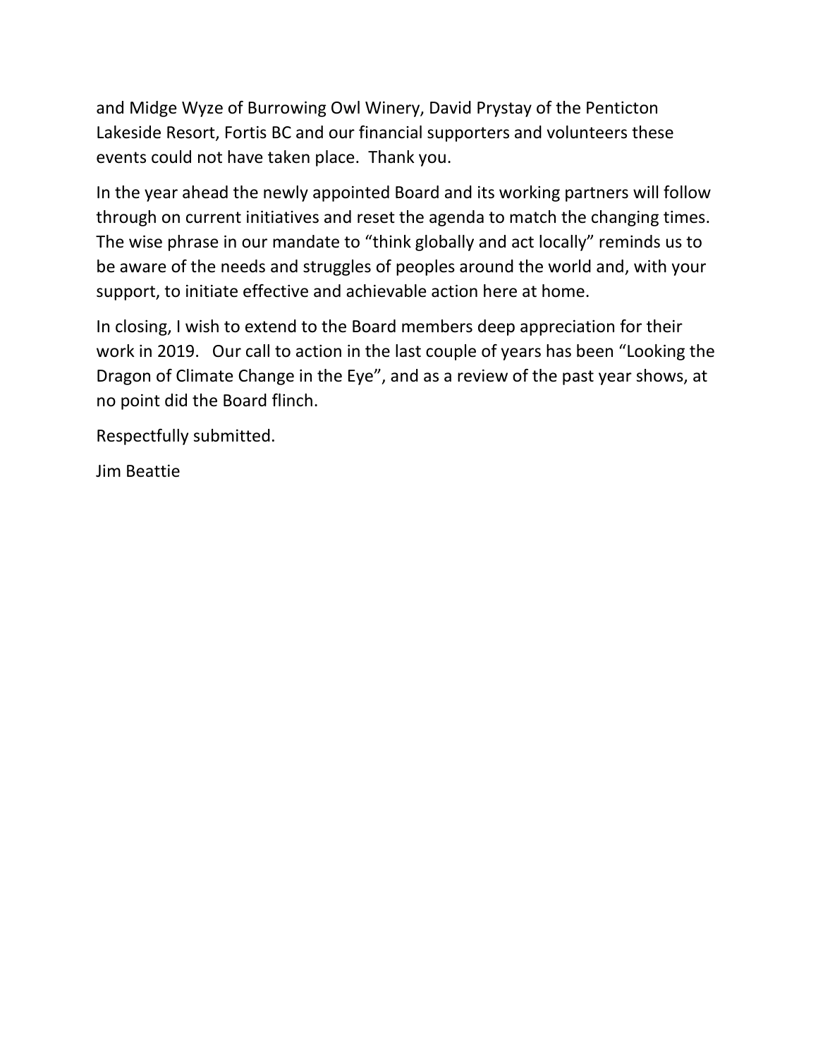and Midge Wyze of Burrowing Owl Winery, David Prystay of the Penticton Lakeside Resort, Fortis BC and our financial supporters and volunteers these events could not have taken place. Thank you.

In the year ahead the newly appointed Board and its working partners will follow through on current initiatives and reset the agenda to match the changing times. The wise phrase in our mandate to "think globally and act locally" reminds us to be aware of the needs and struggles of peoples around the world and, with your support, to initiate effective and achievable action here at home.

In closing, I wish to extend to the Board members deep appreciation for their work in 2019. Our call to action in the last couple of years has been "Looking the Dragon of Climate Change in the Eye", and as a review of the past year shows, at no point did the Board flinch.

Respectfully submitted.

Jim Beattie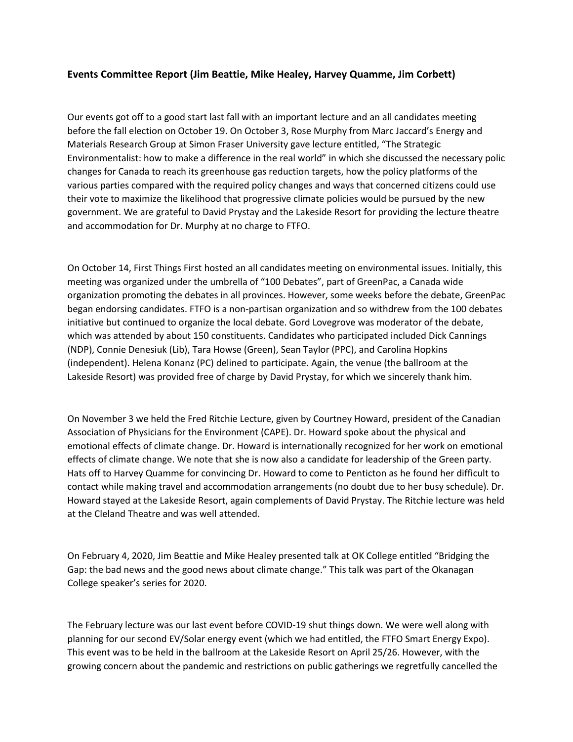**Events Committee Report (Jim Beattie, Mike Healey, Harvey Quamme, Jim Corbett)**

Our events got off to a good start last fall with an important lecture and an all candidates meeting before the fall election on October 19. On October 3, Rose Murphy from Marc Jaccard's Energy and Materials Research Group at Simon Fraser University gave lecture entitled, "The Strategic Environmentalist: how to make a difference in the real world" in which she discussed the necessary polic changes for Canada to reach its greenhouse gas reduction targets, how the policy platforms of the various parties compared with the required policy changes and ways that concerned citizens could use their vote to maximize the likelihood that progressive climate policies would be pursued by the new government. We are grateful to David Prystay and the Lakeside Resort for providing the lecture theatre and accommodation for Dr. Murphy at no charge to FTFO.

On October 14, First Things First hosted an all candidates meeting on environmental issues. Initially, this meeting was organized under the umbrella of "100 Debates", part of GreenPac, a Canada wide organization promoting the debates in all provinces. However, some weeks before the debate, GreenPac began endorsing candidates. FTFO is a non-partisan organization and so withdrew from the 100 debates initiative but continued to organize the local debate. Gord Lovegrove was moderator of the debate, which was attended by about 150 constituents. Candidates who participated included Dick Cannings (NDP), Connie Denesiuk (Lib), Tara Howse (Green), Sean Taylor (PPC), and Carolina Hopkins (independent). Helena Konanz (PC) delined to participate. Again, the venue (the ballroom at the Lakeside Resort) was provided free of charge by David Prystay, for which we sincerely thank him.

On November 3 we held the Fred Ritchie Lecture, given by Courtney Howard, president of the Canadian Association of Physicians for the Environment (CAPE). Dr. Howard spoke about the physical and emotional effects of climate change. Dr. Howard is internationally recognized for her work on emotional effects of climate change. We note that she is now also a candidate for leadership of the Green party. Hats off to Harvey Quamme for convincing Dr. Howard to come to Penticton as he found her difficult to contact while making travel and accommodation arrangements (no doubt due to her busy schedule). Dr. Howard stayed at the Lakeside Resort, again complements of David Prystay. The Ritchie lecture was held at the Cleland Theatre and was well attended.

On February 4, 2020, Jim Beattie and Mike Healey presented talk at OK College entitled "Bridging the Gap: the bad news and the good news about climate change." This talk was part of the Okanagan College speaker's series for 2020.

The February lecture was our last event before COVID-19 shut things down. We were well along with planning for our second EV/Solar energy event (which we had entitled, the FTFO Smart Energy Expo). This event was to be held in the ballroom at the Lakeside Resort on April 25/26. However, with the growing concern about the pandemic and restrictions on public gatherings we regretfully cancelled the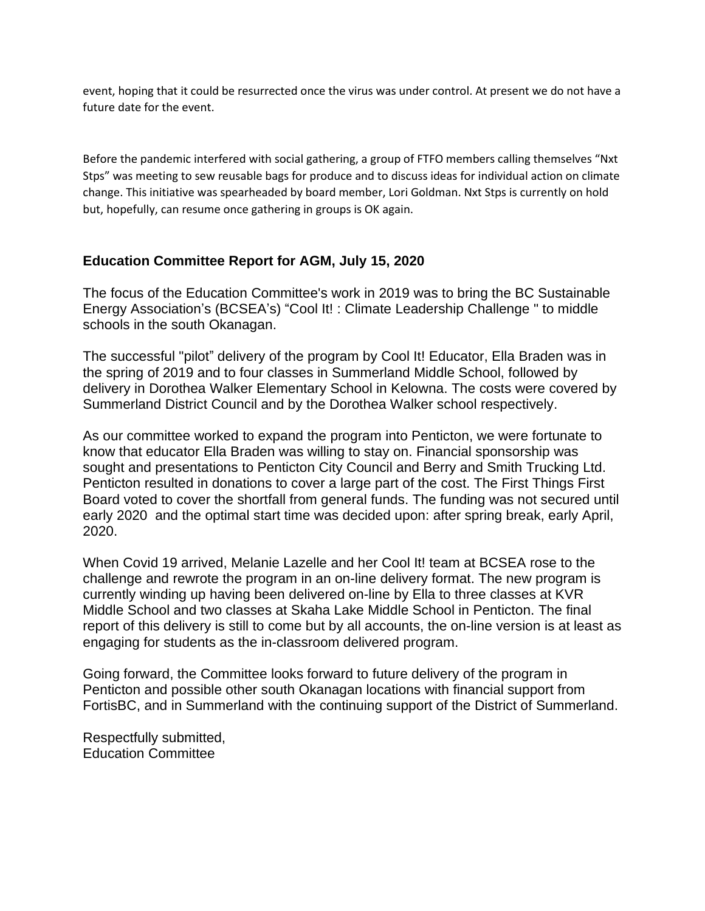event, hoping that it could be resurrected once the virus was under control. At present we do not have a future date for the event.

Before the pandemic interfered with social gathering, a group of FTFO members calling themselves "Nxt Stps" was meeting to sew reusable bags for produce and to discuss ideas for individual action on climate change. This initiative was spearheaded by board member, Lori Goldman. Nxt Stps is currently on hold but, hopefully, can resume once gathering in groups is OK again.

### Education Committee Report for AGM, July 15, 2020

The focus of the Education Committee's work in 2019 was to bring the BC Sustainable Energy Association's (BCSEA's) "Cool It! : Climate Leadership Challenge " to middle schools in the south Okanagan.

The successful "pilot" delivery of the program by Cool It! Educator, Ella Braden was in the spring of 2019 and to four classes in Summerland Middle School, followed by delivery in Dorothea Walker Elementary School in Kelowna. The costs were covered by Summerland District Council and by the Dorothea Walker school respectively.

As our committee worked to expand the program into Penticton, we were fortunate to know that educator Ella Braden was willing to stay on. Financial sponsorship was sought and presentations to Penticton City Council and Berry and Smith Trucking Ltd. Penticton resulted in donations to cover a large part of the cost. The First Things First Board voted to cover the shortfall from general funds. The funding was not secured until early 2020 and the optimal start time was decided upon: after spring break, early April, 2020.

When Covid 19 arrived, Melanie Lazelle and her Cool It! team at BCSEA rose to the challenge and rewrote the program in an on-line delivery format. The new program is currently winding up having been delivered on-line by Ella to three classes at KVR Middle School and two classes at Skaha Lake Middle School in Penticton. The final report of this delivery is still to come but by all accounts, the on-line version is at least as engaging for students as the in-classroom delivered program.

Going forward, the Committee looks forward to future delivery of the program in Penticton and possible other south Okanagan locations with financial support from FortisBC, and in Summerland with the continuing support of the District of Summerland.

Respectfully submitted,  
Education Committee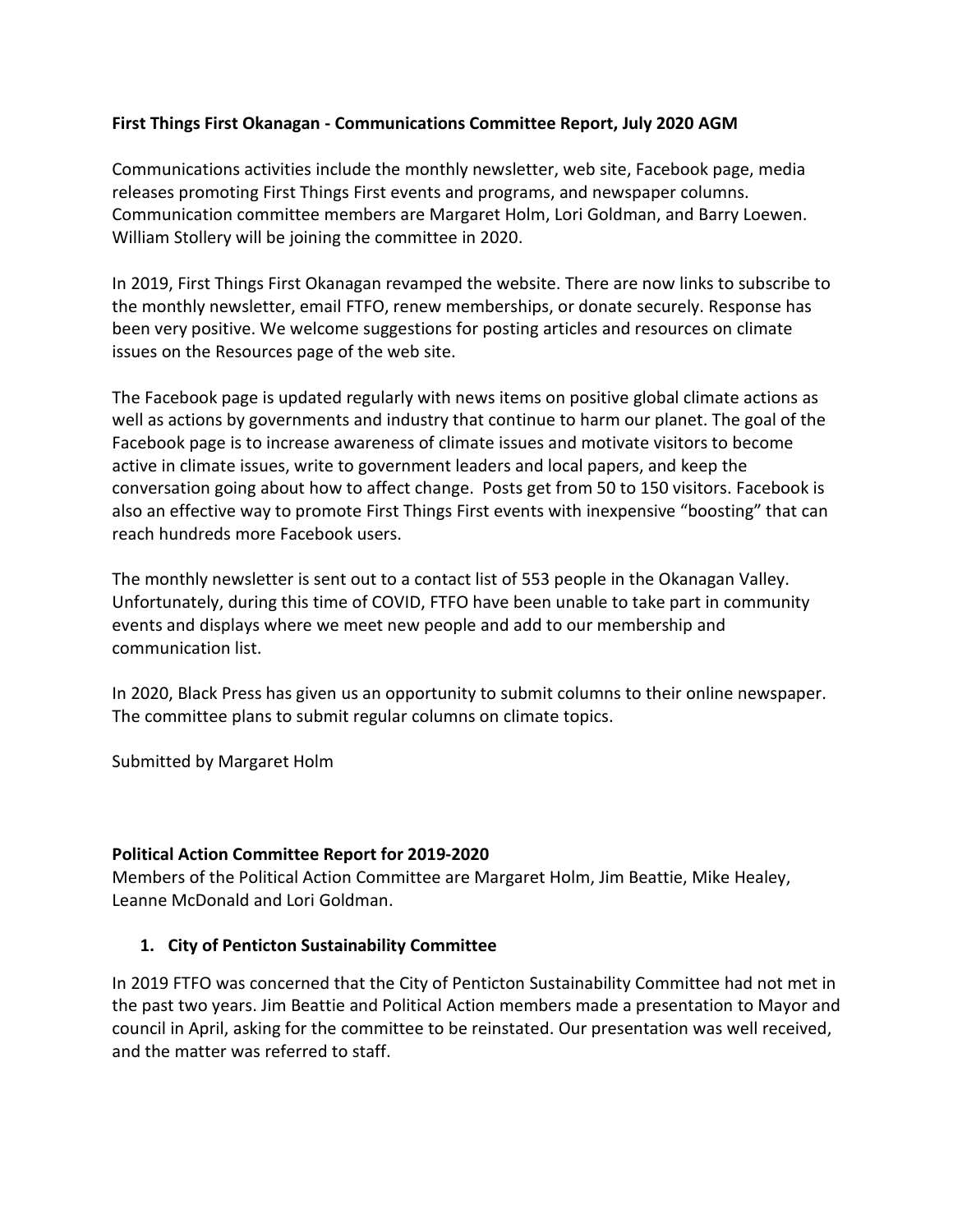**First Things First Okanagan - Communications Committee Report, July 2020 AGM**

Communications activities include the monthly newsletter, web site, Facebook page, media releases promoting First Things First events and programs, and newspaper columns. Communication committee members are Margaret Holm, Lori Goldman, and Barry Loewen. William Stollery will be joining the committee in 2020.

In 2019, First Things First Okanagan revamped the website. There are now links to subscribe to the monthly newsletter, email FTFO, renew memberships, or donate securely. Response has been very positive. We welcome suggestions for posting articles and resources on climate issues on the Resources page of the web site.

The Facebook page is updated regularly with news items on positive global climate actions as well as actions by governments and industry that continue to harm our planet. The goal of the Facebook page is to increase awareness of climate issues and motivate visitors to become active in climate issues, write to government leaders and local papers, and keep the conversation going about how to affect change. Posts get from 50 to 150 visitors. Facebook is also an effective way to promote First Things First events with inexpensive "boosting" that can reach hundreds more Facebook users.

The monthly newsletter is sent out to a contact list of 553 people in the Okanagan Valley. Unfortunately, during this time of COVID, FTFO have been unable to take part in community events and displays where we meet new people and add to our membership and communication list.

In 2020, Black Press has given us an opportunity to submit columns to their online newspaper. The committee plans to submit regular columns on climate topics.

Submitted by Margaret Holm

**Political Action Committee Report for 2019-2020**

Members of the Political Action Committee are Margaret Holm, Jim Beattie, Mike Healey, Leanne McDonald and Lori Goldman.

1. **City of Penticton Sustainability Committee**

In 2019 FTFO was concerned that the City of Penticton Sustainability Committee had not met in the past two years. Jim Beattie and Political Action members made a presentation to Mayor and council in April, asking for the committee to be reinstated. Our presentation was well received, and the matter was referred to staff.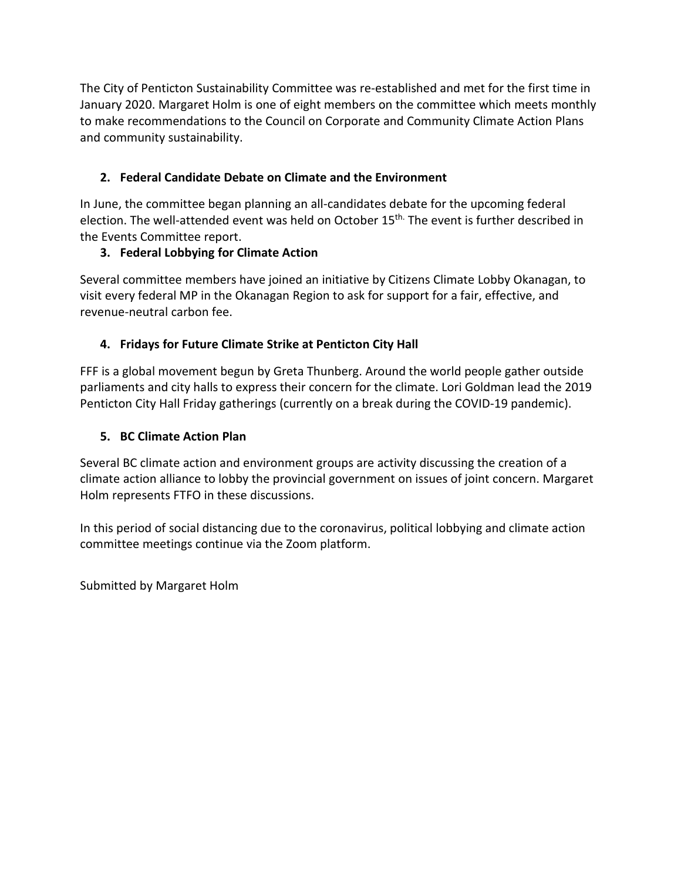The City of Penticton Sustainability Committee was re-established and met for the first time in January 2020. Margaret Holm is one of eight members on the committee which meets monthly to make recommendations to the Council on Corporate and Community Climate Action Plans and community sustainability.

**2. Federal Candidate Debate on Climate and the Environment**

In June, the committee began planning an all-candidates debate for the upcoming federal election. The well-attended event was held on October 15th. The event is further described in the Events Committee report.

**3. Federal Lobbying for Climate Action**

Several committee members have joined an initiative by Citizens Climate Lobby Okanagan, to visit every federal MP in the Okanagan Region to ask for support for a fair, effective, and revenue-neutral carbon fee.

**4. Fridays for Future Climate Strike at Penticton City Hall**

FFF is a global movement begun by Greta Thunberg. Around the world people gather outside parliaments and city halls to express their concern for the climate. Lori Goldman lead the 2019 Penticton City Hall Friday gatherings (currently on a break during the COVID-19 pandemic).

**5. BC Climate Action Plan**

Several BC climate action and environment groups are activity discussing the creation of a climate action alliance to lobby the provincial government on issues of joint concern. Margaret Holm represents FTFO in these discussions.

In this period of social distancing due to the coronavirus, political lobbying and climate action committee meetings continue via the Zoom platform.

Submitted by Margaret Holm